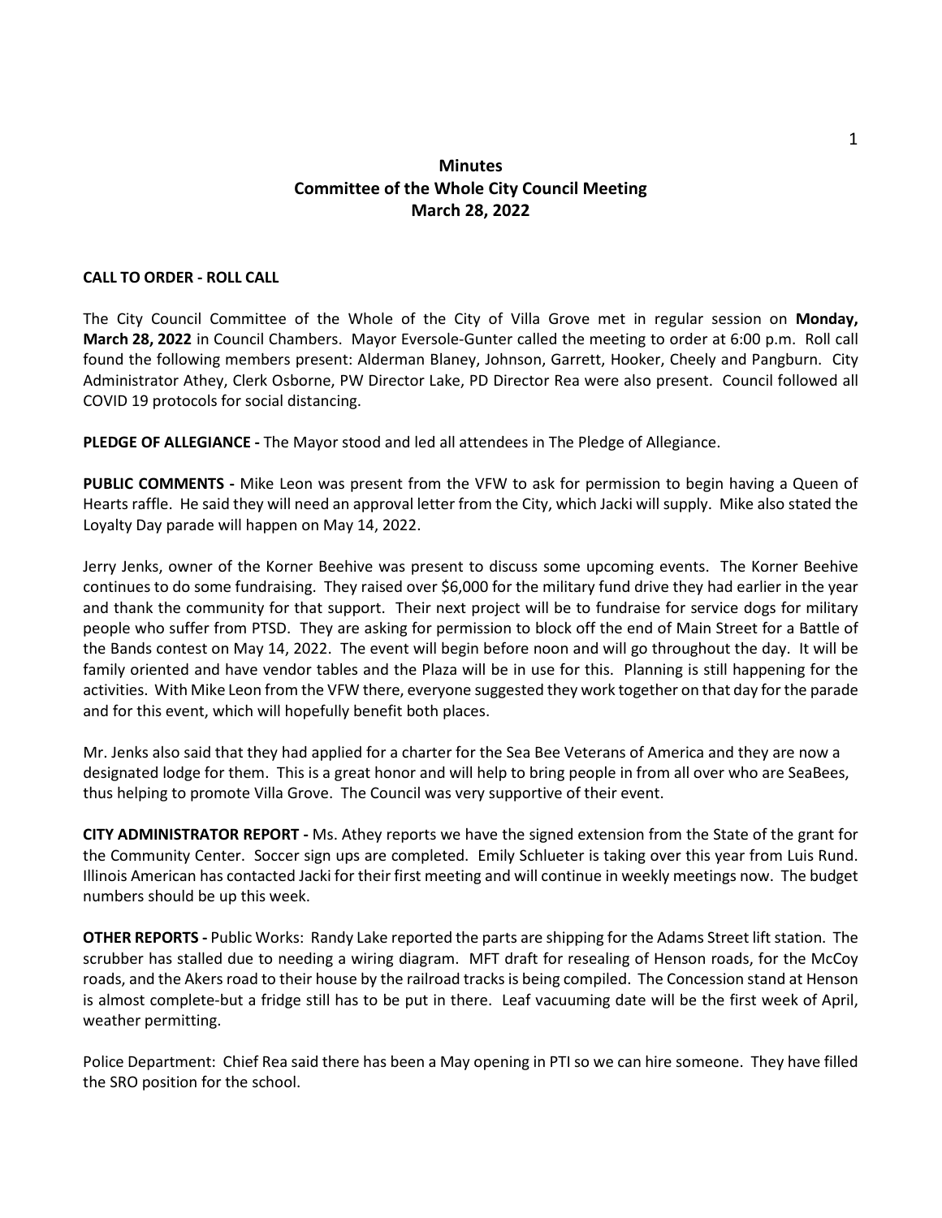# Minutes
## Committee of the Whole City Council Meeting
## March 28, 2022

**CALL TO ORDER - ROLL CALL**

The City Council Committee of the Whole of the City of Villa Grove met in regular session on **Monday, March 28, 2022** in Council Chambers. Mayor Eversole-Gunter called the meeting to order at 6:00 p.m. Roll call found the following members present: Alderman Blaney, Johnson, Garrett, Hooker, Cheely and Pangburn. City Administrator Athey, Clerk Osborne, PW Director Lake, PD Director Rea were also present. Council followed all COVID 19 protocols for social distancing.

**PLEDGE OF ALLEGIANCE -** The Mayor stood and led all attendees in The Pledge of Allegiance.

**PUBLIC COMMENTS -** Mike Leon was present from the VFW to ask for permission to begin having a Queen of Hearts raffle. He said they will need an approval letter from the City, which Jacki will supply. Mike also stated the Loyalty Day parade will happen on May 14, 2022.

Jerry Jenks, owner of the Korner Beehive was present to discuss some upcoming events. The Korner Beehive continues to do some fundraising. They raised over $6,000 for the military fund drive they had earlier in the year and thank the community for that support. Their next project will be to fundraise for service dogs for military people who suffer from PTSD. They are asking for permission to block off the end of Main Street for a Battle of the Bands contest on May 14, 2022. The event will begin before noon and will go throughout the day. It will be family oriented and have vendor tables and the Plaza will be in use for this. Planning is still happening for the activities. With Mike Leon from the VFW there, everyone suggested they work together on that day for the parade and for this event, which will hopefully benefit both places.

Mr. Jenks also said that they had applied for a charter for the Sea Bee Veterans of America and they are now a designated lodge for them. This is a great honor and will help to bring people in from all over who are SeaBees, thus helping to promote Villa Grove. The Council was very supportive of their event.

**CITY ADMINISTRATOR REPORT -** Ms. Athey reports we have the signed extension from the State of the grant for the Community Center. Soccer sign ups are completed. Emily Schlueter is taking over this year from Luis Rund. Illinois American has contacted Jacki for their first meeting and will continue in weekly meetings now. The budget numbers should be up this week.

**OTHER REPORTS -** Public Works: Randy Lake reported the parts are shipping for the Adams Street lift station. The scrubber has stalled due to needing a wiring diagram. MFT draft for resealing of Henson roads, for the McCoy roads, and the Akers road to their house by the railroad tracks is being compiled. The Concession stand at Henson is almost complete-but a fridge still has to be put in there. Leaf vacuuming date will be the first week of April, weather permitting.

Police Department: Chief Rea said there has been a May opening in PTI so we can hire someone. They have filled the SRO position for the school.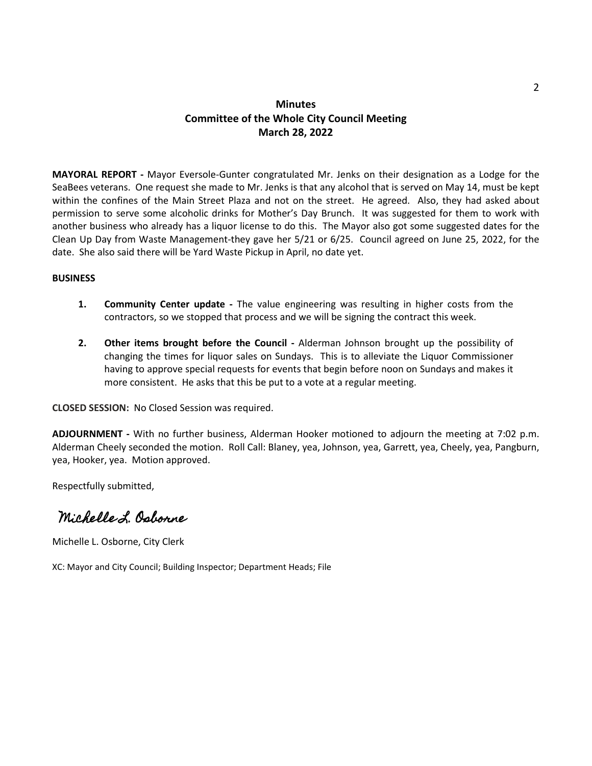# Minutes
## Committee of the Whole City Council Meeting
## March 28, 2022

**MAYORAL REPORT -** Mayor Eversole-Gunter congratulated Mr. Jenks on their designation as a Lodge for the SeaBees veterans. One request she made to Mr. Jenks is that any alcohol that is served on May 14, must be kept within the confines of the Main Street Plaza and not on the street. He agreed. Also, they had asked about permission to serve some alcoholic drinks for Mother's Day Brunch. It was suggested for them to work with another business who already has a liquor license to do this. The Mayor also got some suggested dates for the Clean Up Day from Waste Management-they gave her 5/21 or 6/25. Council agreed on June 25, 2022, for the date. She also said there will be Yard Waste Pickup in April, no date yet.

**BUSINESS**

1. **Community Center update -** The value engineering was resulting in higher costs from the contractors, so we stopped that process and we will be signing the contract this week.

2. **Other items brought before the Council -** Alderman Johnson brought up the possibility of changing the times for liquor sales on Sundays. This is to alleviate the Liquor Commissioner having to approve special requests for events that begin before noon on Sundays and makes it more consistent. He asks that this be put to a vote at a regular meeting.

**CLOSED SESSION:** No Closed Session was required.

**ADJOURNMENT -** With no further business, Alderman Hooker motioned to adjourn the meeting at 7:02 p.m. Alderman Cheely seconded the motion. Roll Call: Blaney, yea, Johnson, yea, Garrett, yea, Cheely, yea, Pangburn, yea, Hooker, yea. Motion approved.

Respectfully submitted,

*Michelle L. Osborne*

Michelle L. Osborne, City Clerk

XC: Mayor and City Council; Building Inspector; Department Heads; File